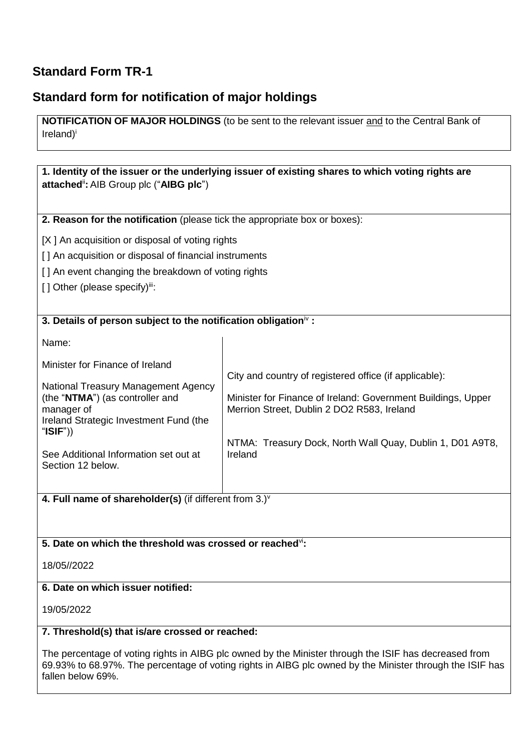# Standard Form TR-1

## Standard form for notification of major holdings

**NOTIFICATION OF MAJOR HOLDINGS** (to be sent to the relevant issuer and to the Central Bank of Ireland)[i]

**1. Identity of the issuer or the underlying issuer of existing shares to which voting rights are attached[ii]:** AIB Group plc ("**AIBG plc**")

**2. Reason for the notification** (please tick the appropriate box or boxes):

[X ] An acquisition or disposal of voting rights

[ ] An acquisition or disposal of financial instruments

[ ] An event changing the breakdown of voting rights

[ ] Other (please specify)[iii]:

**3. Details of person subject to the notification obligation[iv] :**

| Name: | City and country of registered office (if applicable): |
|---|---|
| Minister for Finance of Ireland | Minister for Finance of Ireland: Government Buildings, Upper Merrion Street, Dublin 2 DO2 R583, Ireland |
| National Treasury Management Agency (the "**NTMA**") (as controller and manager of Ireland Strategic Investment Fund (the "**ISIF**")) | NTMA: Treasury Dock, North Wall Quay, Dublin 1, D01 A9T8, Ireland |
| See Additional Information set out at Section 12 below. | |

**4. Full name of shareholder(s)** (if different from 3.)[v]

**5. Date on which the threshold was crossed or reached[vi]:**

18/05//2022

**6. Date on which issuer notified:**

19/05/2022

**7. Threshold(s) that is/are crossed or reached:**

The percentage of voting rights in AIBG plc owned by the Minister through the ISIF has decreased from 69.93% to 68.97%. The percentage of voting rights in AIBG plc owned by the Minister through the ISIF has fallen below 69%.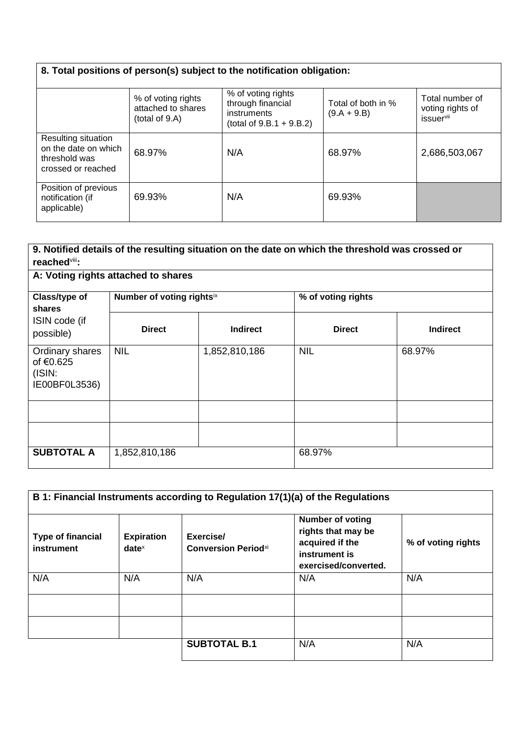| 8. Total positions of person(s) subject to the notification obligation: | | | | |
|---|---|---|---|---|
| | % of voting rights attached to shares (total of 9.A) | % of voting rights through financial instruments (total of 9.B.1 + 9.B.2) | Total of both in % (9.A + 9.B) | Total number of voting rights of issuer[vii] |
| Resulting situation on the date on which threshold was crossed or reached | 68.97% | N/A | 68.97% | 2,686,503,067 |
| Position of previous notification (if applicable) | 69.93% | N/A | 69.93% | |

| 9. Notified details of the resulting situation on the date on which the threshold was crossed or reached[viii]: | | | | |
|---|---|---|---|---|
| **A: Voting rights attached to shares** | | | | |
| **Class/type of shares** ISIN code (if possible) | **Number of voting rights**[ix] | | **% of voting rights** | |
| | **Direct** | **Indirect** | **Direct** | **Indirect** |
| Ordinary shares of €0.625 (ISIN: IE00BF0L3536) | NIL | 1,852,810,186 | NIL | 68.97% |
| | | | | |
| | | | | |
| **SUBTOTAL A** | 1,852,810,186 | | 68.97% | |

| B 1: Financial Instruments according to Regulation 17(1)(a) of the Regulations | | | | |
|---|---|---|---|---|
| **Type of financial instrument** | **Expiration date**[x] | **Exercise/ Conversion Period**[xi] | **Number of voting rights that may be acquired if the instrument is exercised/converted.** | **% of voting rights** |
| N/A | N/A | N/A | N/A | N/A |
| | | | | |
| | | | | |
| | | **SUBTOTAL B.1** | N/A | N/A |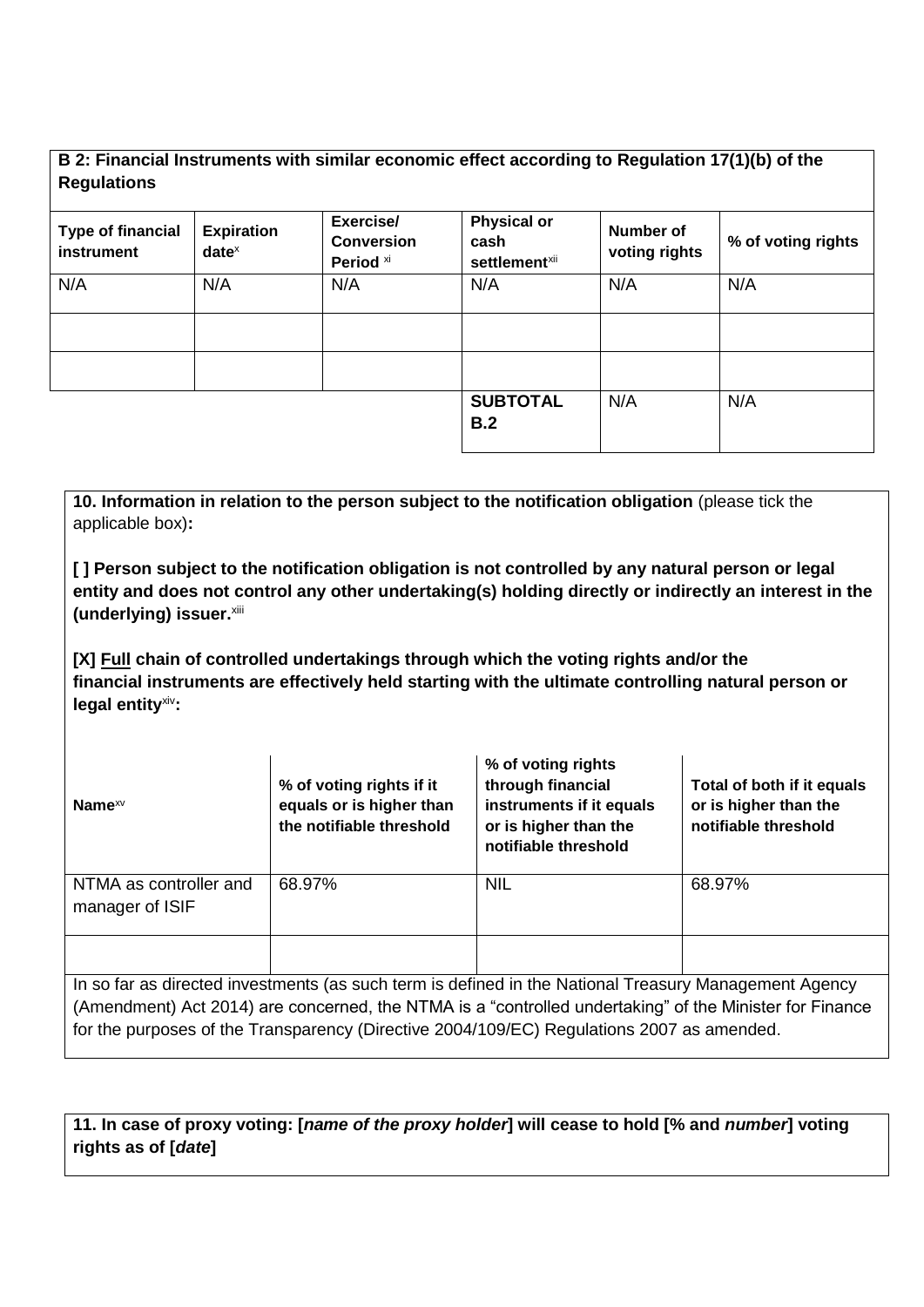**B 2: Financial Instruments with similar economic effect according to Regulation 17(1)(b) of the Regulations**

| Type of financial instrument | Expiration date[x] | Exercise/ Conversion Period [xi] | Physical or cash settlement[xii] | Number of voting rights | % of voting rights |
|---|---|---|---|---|---|
| N/A | N/A | N/A | N/A | N/A | N/A |
| | | | | | |
| | | | | | |
| | | | **SUBTOTAL B.2** | N/A | N/A |

**10. Information in relation to the person subject to the notification obligation** (please tick the applicable box)**:**

**[ ] Person subject to the notification obligation is not controlled by any natural person or legal entity and does not control any other undertaking(s) holding directly or indirectly an interest in the (underlying) issuer.**[xiii]

**[X] Full chain of controlled undertakings through which the voting rights and/or the financial instruments are effectively held starting with the ultimate controlling natural person or legal entity**[xiv]**:**

| Name[xv] | % of voting rights if it equals or is higher than the notifiable threshold | % of voting rights through financial instruments if it equals or is higher than the notifiable threshold | Total of both if it equals or is higher than the notifiable threshold |
|---|---|---|---|
| NTMA as controller and manager of ISIF | 68.97% | NIL | 68.97% |
| | | | |

In so far as directed investments (as such term is defined in the National Treasury Management Agency (Amendment) Act 2014) are concerned, the NTMA is a "controlled undertaking" of the Minister for Finance for the purposes of the Transparency (Directive 2004/109/EC) Regulations 2007 as amended.

**11. In case of proxy voting: [*name of the proxy holder*] will cease to hold [% and *number*] voting rights as of [*date*]**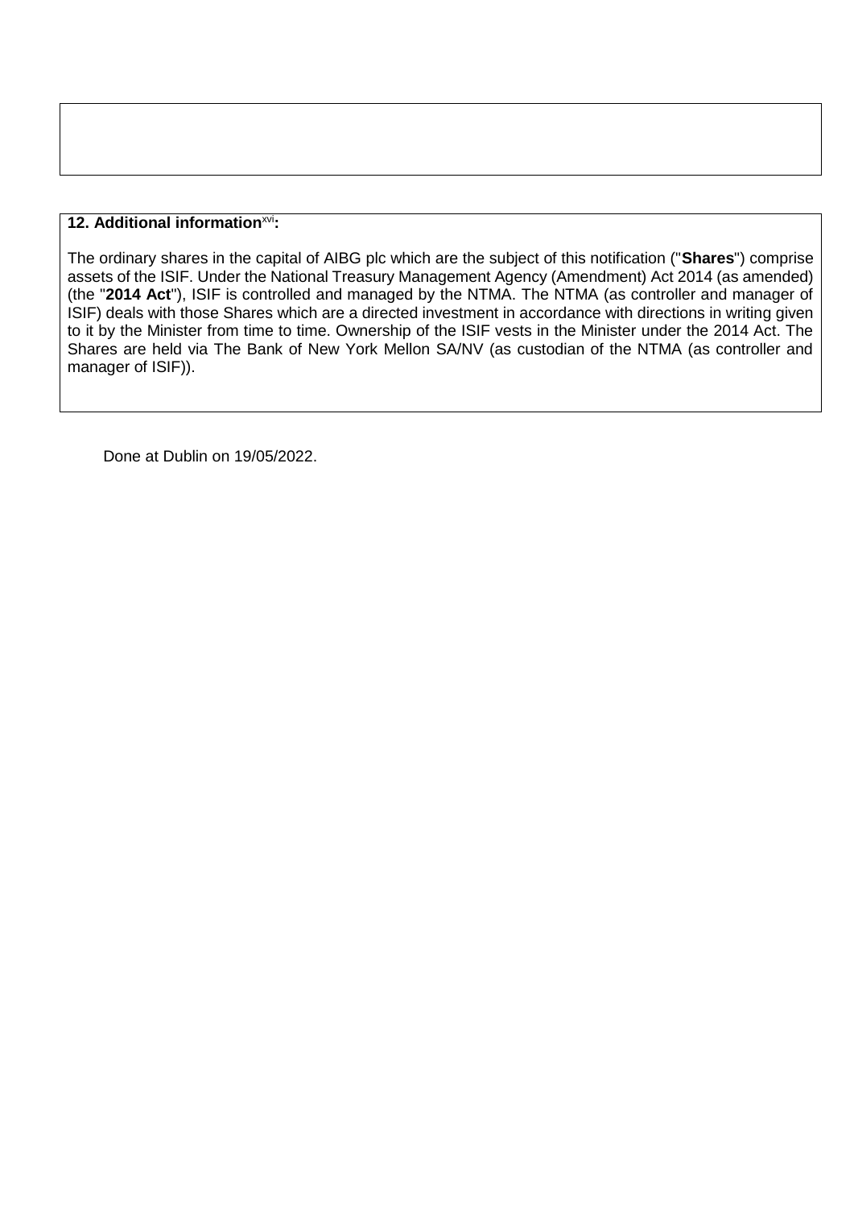**12. Additional information**[xvi]**:**

The ordinary shares in the capital of AIBG plc which are the subject of this notification ("**Shares**") comprise assets of the ISIF. Under the National Treasury Management Agency (Amendment) Act 2014 (as amended) (the "**2014 Act**"), ISIF is controlled and managed by the NTMA. The NTMA (as controller and manager of ISIF) deals with those Shares which are a directed investment in accordance with directions in writing given to it by the Minister from time to time. Ownership of the ISIF vests in the Minister under the 2014 Act. The Shares are held via The Bank of New York Mellon SA/NV (as custodian of the NTMA (as controller and manager of ISIF)).

Done at Dublin on 19/05/2022.